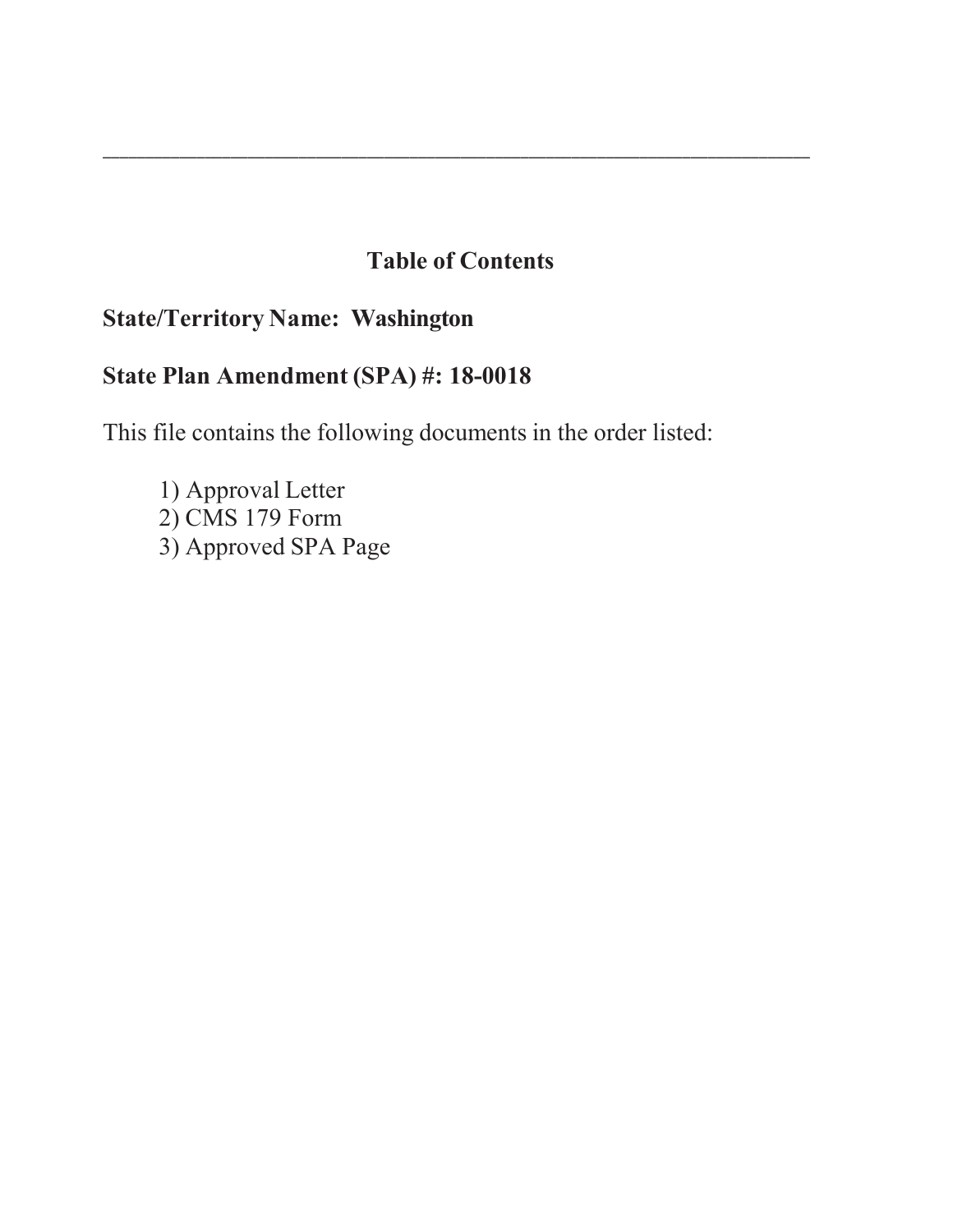---

## Table of Contents

**State/Territory Name: Washington**

**State Plan Amendment (SPA) #: 18-0018**

This file contains the following documents in the order listed:

1) Approval Letter
2) CMS 179 Form
3) Approved SPA Page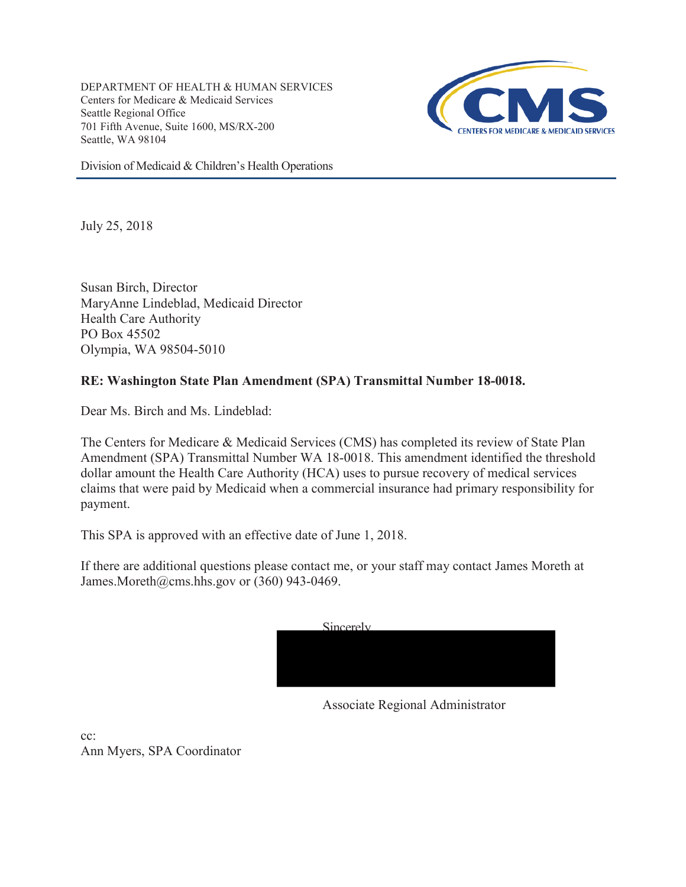DEPARTMENT OF HEALTH & HUMAN SERVICES
Centers for Medicare & Medicaid Services
Seattle Regional Office
701 Fifth Avenue, Suite 1600, MS/RX-200
Seattle, WA 98104

CMS
CENTERS FOR MEDICARE & MEDICAID SERVICES

Division of Medicaid & Children's Health Operations

July 25, 2018

Susan Birch, Director
MaryAnne Lindeblad, Medicaid Director
Health Care Authority
PO Box 45502
Olympia, WA 98504-5010

**RE: Washington State Plan Amendment (SPA) Transmittal Number 18-0018.**

Dear Ms. Birch and Ms. Lindeblad:

The Centers for Medicare & Medicaid Services (CMS) has completed its review of State Plan Amendment (SPA) Transmittal Number WA 18-0018. This amendment identified the threshold dollar amount the Health Care Authority (HCA) uses to pursue recovery of medical services claims that were paid by Medicaid when a commercial insurance had primary responsibility for payment.

This SPA is approved with an effective date of June 1, 2018.

If there are additional questions please contact me, or your staff may contact James Moreth at James.Moreth@cms.hhs.gov or (360) 943-0469.

Sincerely

Associate Regional Administrator

cc:
Ann Myers, SPA Coordinator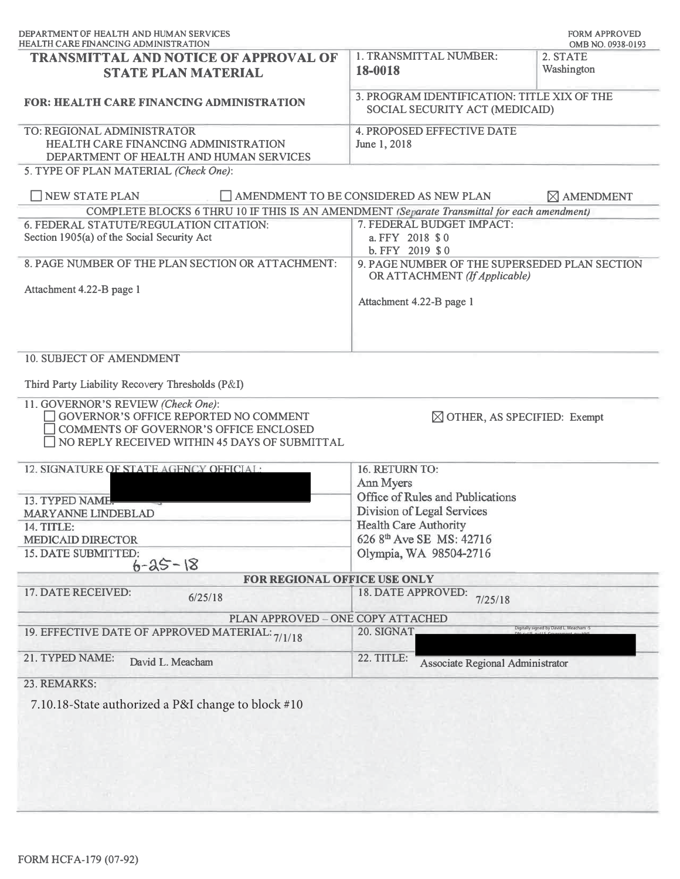DEPARTMENT OF HEALTH AND HUMAN SERVICES
HEALTH CARE FINANCING ADMINISTRATION

FORM APPROVED
OMB NO. 0938-0193

# TRANSMITTAL AND NOTICE OF APPROVAL OF STATE PLAN MATERIAL

**FOR: HEALTH CARE FINANCING ADMINISTRATION**

| | | |
|---|---|---|
| **TRANSMITTAL AND NOTICE OF APPROVAL OF STATE PLAN MATERIAL** | 1. TRANSMITTAL NUMBER: **18-0018** | 2. STATE Washington |
| **FOR: HEALTH CARE FINANCING ADMINISTRATION** | 3. PROGRAM IDENTIFICATION: TITLE XIX OF THE SOCIAL SECURITY ACT (MEDICAID) | |
| TO: REGIONAL ADMINISTRATOR HEALTH CARE FINANCING ADMINISTRATION DEPARTMENT OF HEALTH AND HUMAN SERVICES | 4. PROPOSED EFFECTIVE DATE June 1, 2018 | |

5. TYPE OF PLAN MATERIAL *(Check One)*:

☐ NEW STATE PLAN ☐ AMENDMENT TO BE CONSIDERED AS NEW PLAN ☒ AMENDMENT

COMPLETE BLOCKS 6 THRU 10 IF THIS IS AN AMENDMENT *(Separate Transmittal for each amendment)*

| | |
|---|---|
| 6. FEDERAL STATUTE/REGULATION CITATION: Section 1905(a) of the Social Security Act | 7. FEDERAL BUDGET IMPACT: a. FFY 2018 $ 0 b. FFY 2019 $ 0 |
| 8. PAGE NUMBER OF THE PLAN SECTION OR ATTACHMENT: Attachment 4.22-B page 1 | 9. PAGE NUMBER OF THE SUPERSEDED PLAN SECTION OR ATTACHMENT *(If Applicable)* Attachment 4.22-B page 1 |

10. SUBJECT OF AMENDMENT

Third Party Liability Recovery Thresholds (P&I)

11. GOVERNOR'S REVIEW *(Check One)*:
☐ GOVERNOR'S OFFICE REPORTED NO COMMENT
☐ COMMENTS OF GOVERNOR'S OFFICE ENCLOSED
☐ NO REPLY RECEIVED WITHIN 45 DAYS OF SUBMITTAL
☒ OTHER, AS SPECIFIED: Exempt

| | |
|---|---|
| 12. SIGNATURE OF STATE AGENCY OFFICIAL: | 16. RETURN TO: Ann Myers Office of Rules and Publications Division of Legal Services Health Care Authority 626 8th Ave SE MS: 42716 Olympia, WA 98504-2716 |
| 13. TYPED NAME: MARYANNE LINDEBLAD | |
| 14. TITLE: MEDICAID DIRECTOR | |
| 15. DATE SUBMITTED: 6-25-18 | |

**FOR REGIONAL OFFICE USE ONLY**

| | |
|---|---|
| 17. DATE RECEIVED: 6/25/18 | 18. DATE APPROVED: 7/25/18 |

PLAN APPROVED – ONE COPY ATTACHED

| | |
|---|---|
| 19. EFFECTIVE DATE OF APPROVED MATERIAL: 7/1/18 | 20. SIGNATURE: |
| 21. TYPED NAME: David L. Meacham | 22. TITLE: Associate Regional Administrator |

23. REMARKS:

7.10.18-State authorized a P&I change to block #10

FORM HCFA-179 (07-92)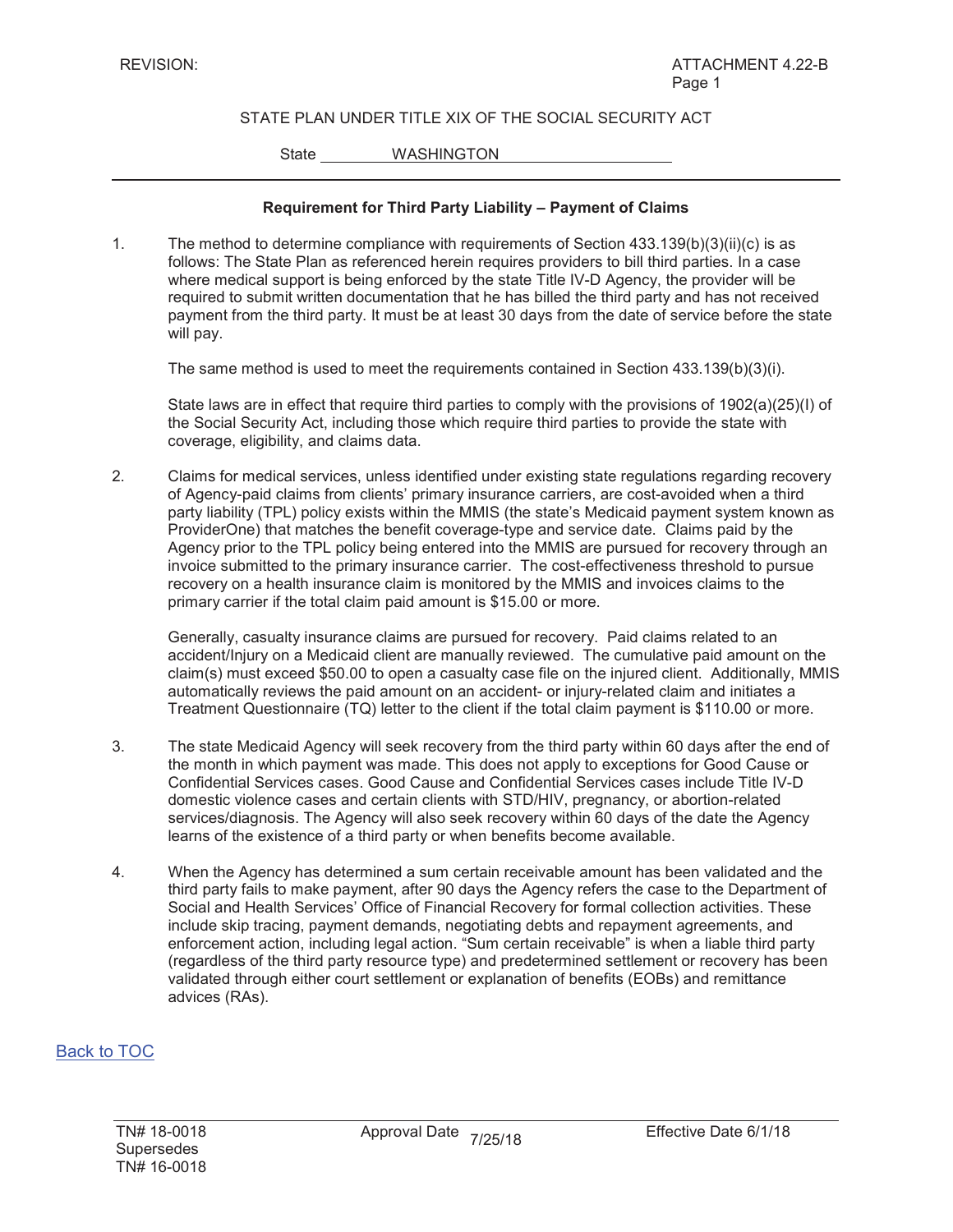REVISION:

ATTACHMENT 4.22-B
Page 1

STATE PLAN UNDER TITLE XIX OF THE SOCIAL SECURITY ACT

State WASHINGTON

**Requirement for Third Party Liability – Payment of Claims**

1. The method to determine compliance with requirements of Section 433.139(b)(3)(ii)(c) is as follows: The State Plan as referenced herein requires providers to bill third parties. In a case where medical support is being enforced by the state Title IV-D Agency, the provider will be required to submit written documentation that he has billed the third party and has not received payment from the third party. It must be at least 30 days from the date of service before the state will pay.

   The same method is used to meet the requirements contained in Section 433.139(b)(3)(i).

   State laws are in effect that require third parties to comply with the provisions of 1902(a)(25)(I) of the Social Security Act, including those which require third parties to provide the state with coverage, eligibility, and claims data.

2. Claims for medical services, unless identified under existing state regulations regarding recovery of Agency-paid claims from clients' primary insurance carriers, are cost-avoided when a third party liability (TPL) policy exists within the MMIS (the state's Medicaid payment system known as ProviderOne) that matches the benefit coverage-type and service date. Claims paid by the Agency prior to the TPL policy being entered into the MMIS are pursued for recovery through an invoice submitted to the primary insurance carrier. The cost-effectiveness threshold to pursue recovery on a health insurance claim is monitored by the MMIS and invoices claims to the primary carrier if the total claim paid amount is $15.00 or more.

   Generally, casualty insurance claims are pursued for recovery. Paid claims related to an accident/Injury on a Medicaid client are manually reviewed. The cumulative paid amount on the claim(s) must exceed $50.00 to open a casualty case file on the injured client. Additionally, MMIS automatically reviews the paid amount on an accident- or injury-related claim and initiates a Treatment Questionnaire (TQ) letter to the client if the total claim payment is $110.00 or more.

3. The state Medicaid Agency will seek recovery from the third party within 60 days after the end of the month in which payment was made. This does not apply to exceptions for Good Cause or Confidential Services cases. Good Cause and Confidential Services cases include Title IV-D domestic violence cases and certain clients with STD/HIV, pregnancy, or abortion-related services/diagnosis. The Agency will also seek recovery within 60 days of the date the Agency learns of the existence of a third party or when benefits become available.

4. When the Agency has determined a sum certain receivable amount has been validated and the third party fails to make payment, after 90 days the Agency refers the case to the Department of Social and Health Services' Office of Financial Recovery for formal collection activities. These include skip tracing, payment demands, negotiating debts and repayment agreements, and enforcement action, including legal action. "Sum certain receivable" is when a liable third party (regardless of the third party resource type) and predetermined settlement or recovery has been validated through either court settlement or explanation of benefits (EOBs) and remittance advices (RAs).

Back to TOC

TN# 18-0018
Supersedes
TN# 16-0018

Approval Date 7/25/18

Effective Date 6/1/18